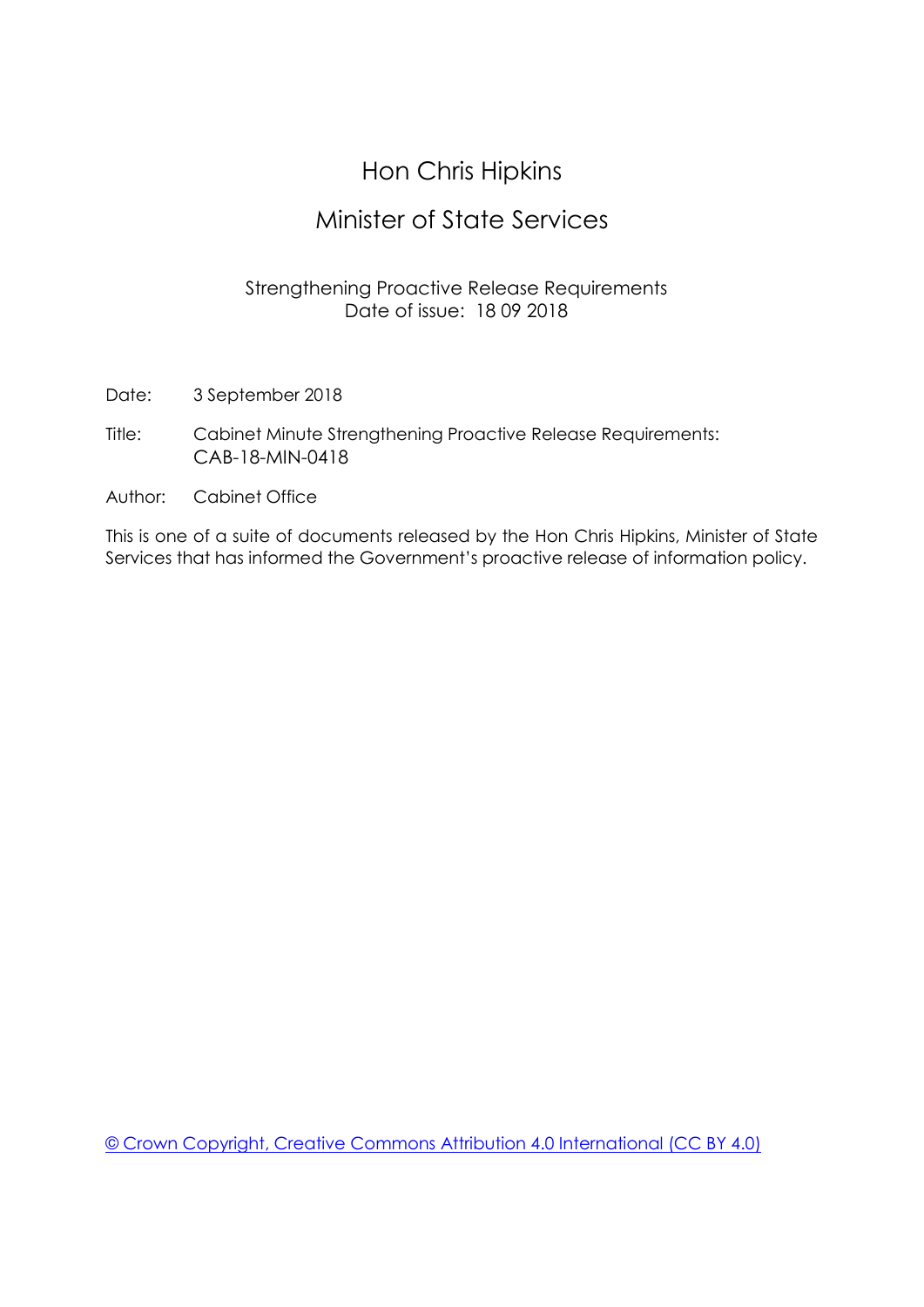# Hon Chris Hipkins

## Minister of State Services

Strengthening Proactive Release Requirements
Date of issue: 18 09 2018

Date: 3 September 2018

Title: Cabinet Minute Strengthening Proactive Release Requirements: CAB-18-MIN-0418

Author: Cabinet Office

This is one of a suite of documents released by the Hon Chris Hipkins, Minister of State Services that has informed the Government's proactive release of information policy.

© Crown Copyright, Creative Commons Attribution 4.0 International (CC BY 4.0)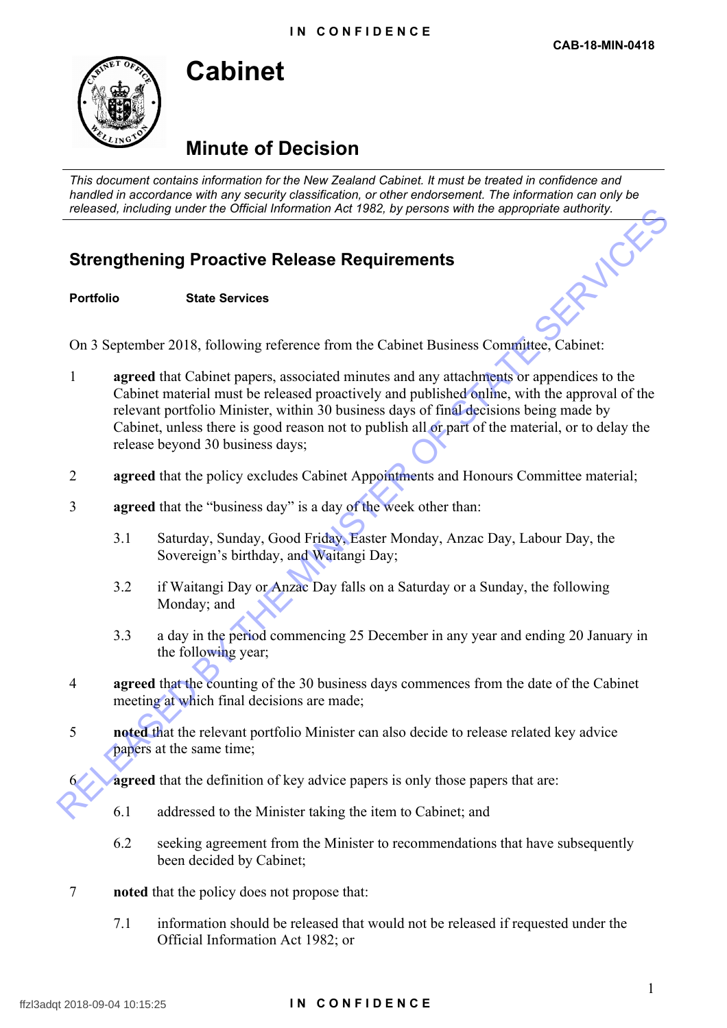IN CONFIDENCE

CAB-18-MIN-0418

# Cabinet

## Minute of Decision

*This document contains information for the New Zealand Cabinet. It must be treated in confidence and handled in accordance with any security classification, or other endorsement. The information can only be released, including under the Official Information Act 1982, by persons with the appropriate authority.*

## Strengthening Proactive Release Requirements

**Portfolio** State Services

On 3 September 2018, following reference from the Cabinet Business Committee, Cabinet:

1 **agreed** that Cabinet papers, associated minutes and any attachments or appendices to the Cabinet material must be released proactively and published online, with the approval of the relevant portfolio Minister, within 30 business days of final decisions being made by Cabinet, unless there is good reason not to publish all or part of the material, or to delay the release beyond 30 business days;

2 **agreed** that the policy excludes Cabinet Appointments and Honours Committee material;

3 **agreed** that the "business day" is a day of the week other than:

 3.1 Saturday, Sunday, Good Friday, Easter Monday, Anzac Day, Labour Day, the Sovereign's birthday, and Waitangi Day;

 3.2 if Waitangi Day or Anzac Day falls on a Saturday or a Sunday, the following Monday; and

 3.3 a day in the period commencing 25 December in any year and ending 20 January in the following year;

4 **agreed** that the counting of the 30 business days commences from the date of the Cabinet meeting at which final decisions are made;

5 **noted** that the relevant portfolio Minister can also decide to release related key advice papers at the same time;

6 **agreed** that the definition of key advice papers is only those papers that are:

 6.1 addressed to the Minister taking the item to Cabinet; and

 6.2 seeking agreement from the Minister to recommendations that have subsequently been decided by Cabinet;

7 **noted** that the policy does not propose that:

 7.1 information should be released that would not be released if requested under the Official Information Act 1982; or

ffzl3adqt 2018-09-04 10:15:25

IN CONFIDENCE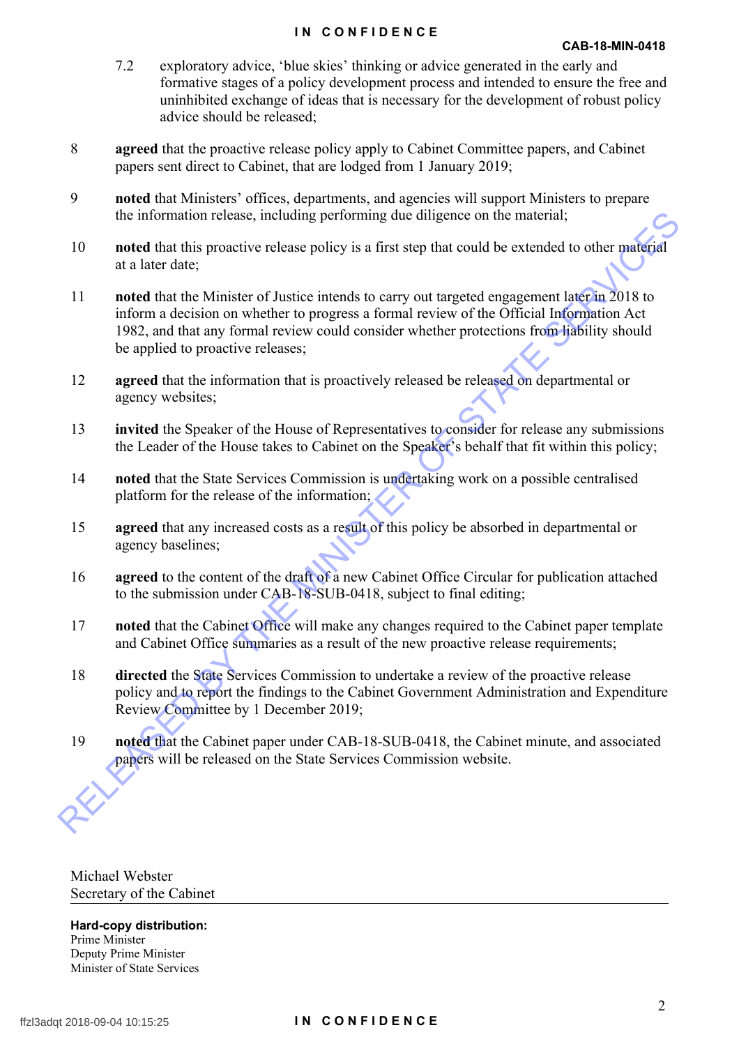7.2 exploratory advice, 'blue skies' thinking or advice generated in the early and formative stages of a policy development process and intended to ensure the free and uninhibited exchange of ideas that is necessary for the development of robust policy advice should be released;

8 **agreed** that the proactive release policy apply to Cabinet Committee papers, and Cabinet papers sent direct to Cabinet, that are lodged from 1 January 2019;

9 **noted** that Ministers' offices, departments, and agencies will support Ministers to prepare the information release, including performing due diligence on the material;

10 **noted** that this proactive release policy is a first step that could be extended to other material at a later date;

11 **noted** that the Minister of Justice intends to carry out targeted engagement later in 2018 to inform a decision on whether to progress a formal review of the Official Information Act 1982, and that any formal review could consider whether protections from liability should be applied to proactive releases;

12 **agreed** that the information that is proactively released be released on departmental or agency websites;

13 **invited** the Speaker of the House of Representatives to consider for release any submissions the Leader of the House takes to Cabinet on the Speaker's behalf that fit within this policy;

14 **noted** that the State Services Commission is undertaking work on a possible centralised platform for the release of the information;

15 **agreed** that any increased costs as a result of this policy be absorbed in departmental or agency baselines;

16 **agreed** to the content of the draft of a new Cabinet Office Circular for publication attached to the submission under CAB-18-SUB-0418, subject to final editing;

17 **noted** that the Cabinet Office will make any changes required to the Cabinet paper template and Cabinet Office summaries as a result of the new proactive release requirements;

18 **directed** the State Services Commission to undertake a review of the proactive release policy and to report the findings to the Cabinet Government Administration and Expenditure Review Committee by 1 December 2019;

19 **noted** that the Cabinet paper under CAB-18-SUB-0418, the Cabinet minute, and associated papers will be released on the State Services Commission website.

Michael Webster
Secretary of the Cabinet

**Hard-copy distribution:**
Prime Minister
Deputy Prime Minister
Minister of State Services